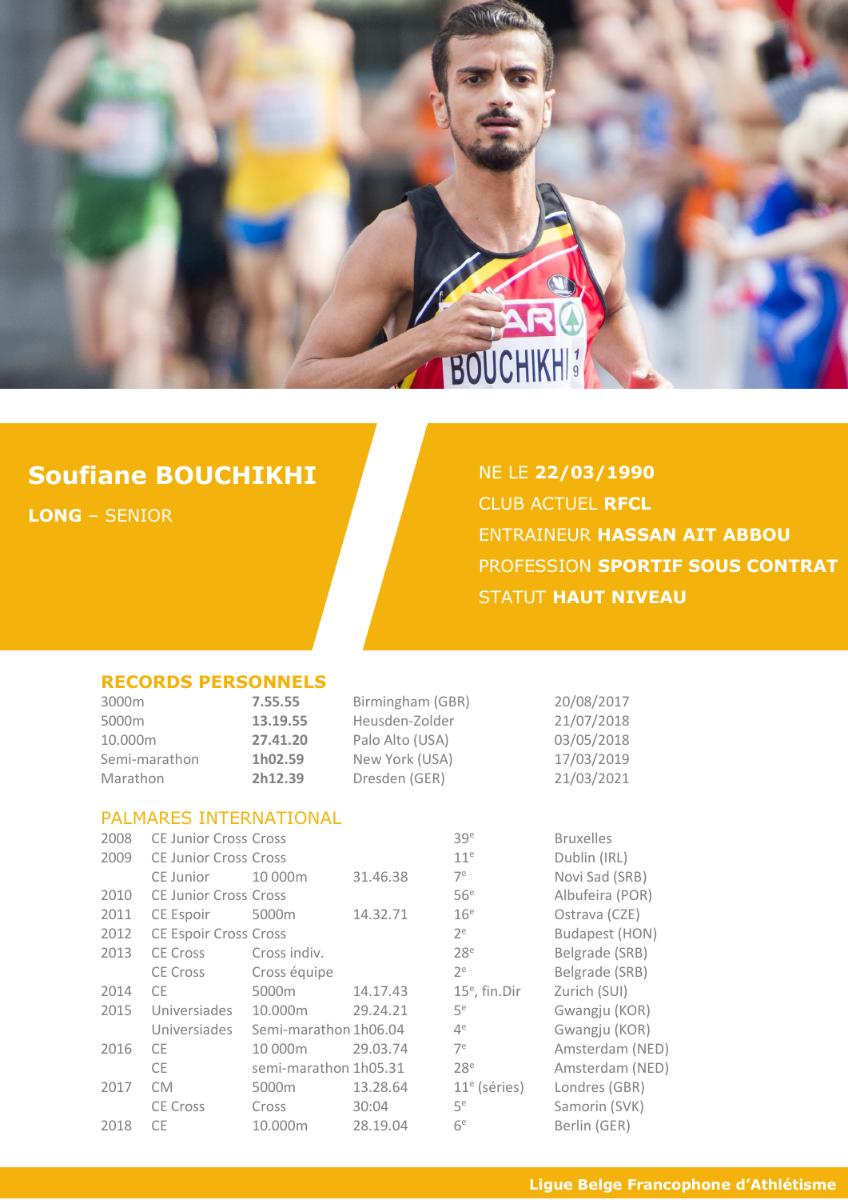# Soufiane BOUCHIKHI

**LONG** – SENIOR

NE LE **22/03/1990**

CLUB ACTUEL **RFCL**

ENTRAINEUR **HASSAN AIT ABBOU**

PROFESSION **SPORTIF SOUS CONTRAT**

STATUT **HAUT NIVEAU**

## RECORDS PERSONNELS

| | | | |
|---|---|---|---|
| 3000m | **7.55.55** | Birmingham (GBR) | 20/08/2017 |
| 5000m | **13.19.55** | Heusden-Zolder | 21/07/2018 |
| 10.000m | **27.41.20** | Palo Alto (USA) | 03/05/2018 |
| Semi-marathon | **1h02.59** | New York (USA) | 17/03/2019 |
| Marathon | **2h12.39** | Dresden (GER) | 21/03/2021 |

## PALMARES INTERNATIONAL

| | | | | | |
|---|---|---|---|---|---|
| 2008 | CE Junior Cross | Cross | | 39e | Bruxelles |
| 2009 | CE Junior Cross | Cross | | 11e | Dublin (IRL) |
| | CE Junior | 10 000m | 31.46.38 | 7e | Novi Sad (SRB) |
| 2010 | CE Junior Cross | Cross | | 56e | Albufeira (POR) |
| 2011 | CE Espoir | 5000m | 14.32.71 | 16e | Ostrava (CZE) |
| 2012 | CE Espoir Cross | Cross | | 2e | Budapest (HON) |
| 2013 | CE Cross | Cross indiv. | | 28e | Belgrade (SRB) |
| | CE Cross | Cross équipe | | 2e | Belgrade (SRB) |
| 2014 | CE | 5000m | 14.17.43 | 15e, fin.Dir | Zurich (SUI) |
| 2015 | Universiades | 10.000m | 29.24.21 | 5e | Gwangju (KOR) |
| | Universiades | Semi-marathon | 1h06.04 | 4e | Gwangju (KOR) |
| 2016 | CE | 10 000m | 29.03.74 | 7e | Amsterdam (NED) |
| | CE | semi-marathon | 1h05.31 | 28e | Amsterdam (NED) |
| 2017 | CM | 5000m | 13.28.64 | 11e (séries) | Londres (GBR) |
| | CE Cross | Cross | 30:04 | 5e | Samorin (SVK) |
| 2018 | CE | 10.000m | 28.19.04 | 6e | Berlin (GER) |

Ligue Belge Francophone d'Athlétisme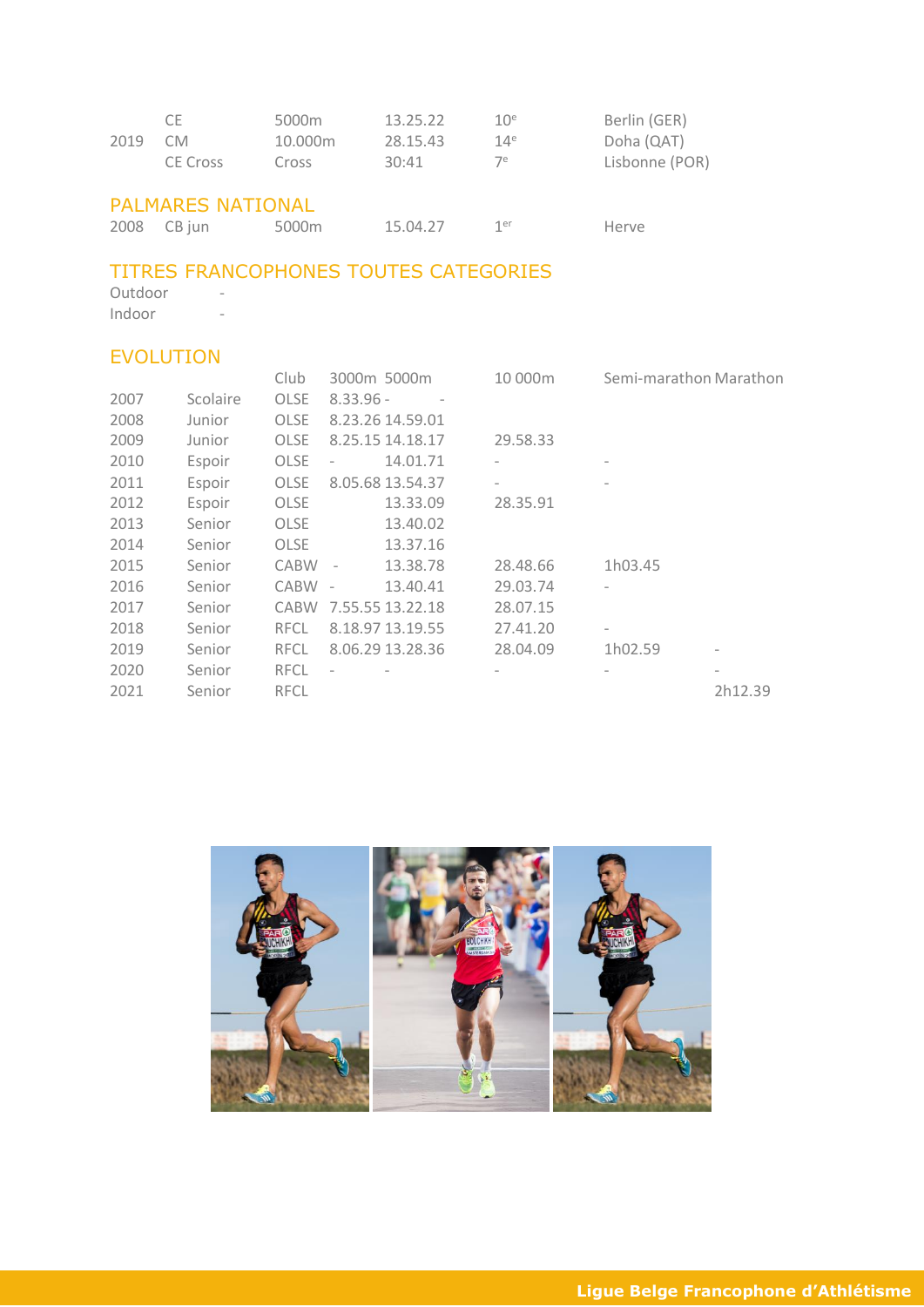| | | | | | |
|---|---|---|---|---|---|
| 2019 | CE | 5000m | 13.25.22 | 10e | Berlin (GER) |
| | CM | 10.000m | 28.15.43 | 14e | Doha (QAT) |
| | CE Cross | Cross | 30:41 | 7e | Lisbonne (POR) |

## PALMARES NATIONAL

| | | | | | |
|---|---|---|---|---|---|
| 2008 | CB jun | 5000m | 15.04.27 | 1er | Herve |

## TITRES FRANCOPHONES TOUTES CATEGORIES

Outdoor -

Indoor -

## EVOLUTION

| | | Club | 3000m | 5000m | 10 000m | Semi-marathon | Marathon |
|---|---|---|---|---|---|---|---|
| 2007 | Scolaire | OLSE | 8.33.96 - | - | | | |
| 2008 | Junior | OLSE | 8.23.26 | 14.59.01 | | | |
| 2009 | Junior | OLSE | 8.25.15 | 14.18.17 | 29.58.33 | | |
| 2010 | Espoir | OLSE | - | 14.01.71 | - | - | |
| 2011 | Espoir | OLSE | 8.05.68 | 13.54.37 | - | - | |
| 2012 | Espoir | OLSE | | 13.33.09 | 28.35.91 | | |
| 2013 | Senior | OLSE | | 13.40.02 | | | |
| 2014 | Senior | OLSE | | 13.37.16 | | | |
| 2015 | Senior | CABW | - | 13.38.78 | 28.48.66 | 1h03.45 | |
| 2016 | Senior | CABW | - | 13.40.41 | 29.03.74 | - | |
| 2017 | Senior | CABW | 7.55.55 | 13.22.18 | 28.07.15 | | |
| 2018 | Senior | RFCL | 8.18.97 | 13.19.55 | 27.41.20 | - | |
| 2019 | Senior | RFCL | 8.06.29 | 13.28.36 | 28.04.09 | 1h02.59 | - |
| 2020 | Senior | RFCL | - | - | - | - | - |
| 2021 | Senior | RFCL | | | | | 2h12.39 |